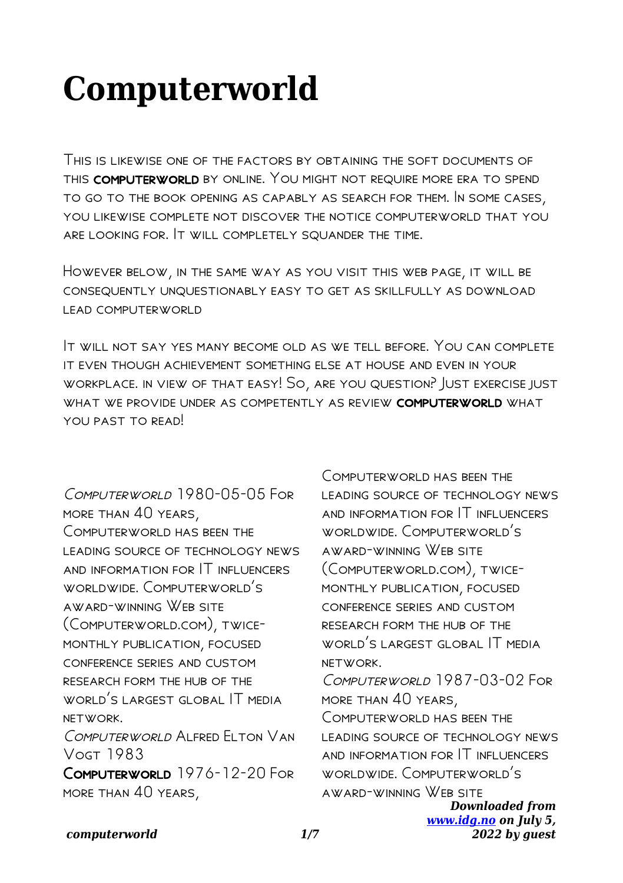# Computerworld

This is likewise one of the factors by obtaining the soft documents of this **computerworld** by online. You might not require more era to spend to go to the book opening as capably as search for them. In some cases, you likewise complete not discover the notice computerworld that you are looking for. It will completely squander the time.

However below, in the same way as you visit this web page, it will be consequently unquestionably easy to get as skillfully as download lead computerworld

It will not say yes many become old as we tell before. You can complete it even though achievement something else at house and even in your workplace. in view of that easy! So, are you question? Just exercise just what we provide under as competently as review **computerworld** what you past to read!

*Computerworld* 1980-05-05 For more than 40 years, Computerworld has been the leading source of technology news and information for IT influencers worldwide. Computerworld's award-winning Web site (Computerworld.com), twice-monthly publication, focused conference series and custom research form the hub of the world's largest global IT media network.

*Computerworld* Alfred Elton Van Vogt 1983

**Computerworld** 1976-12-20 For more than 40 years, Computerworld has been the leading source of technology news and information for IT influencers worldwide. Computerworld's award-winning Web site (Computerworld.com), twice-monthly publication, focused conference series and custom research form the hub of the world's largest global IT media network.

*Computerworld* 1987-03-02 For more than 40 years, Computerworld has been the leading source of technology news and information for IT influencers worldwide. Computerworld's award-winning Web site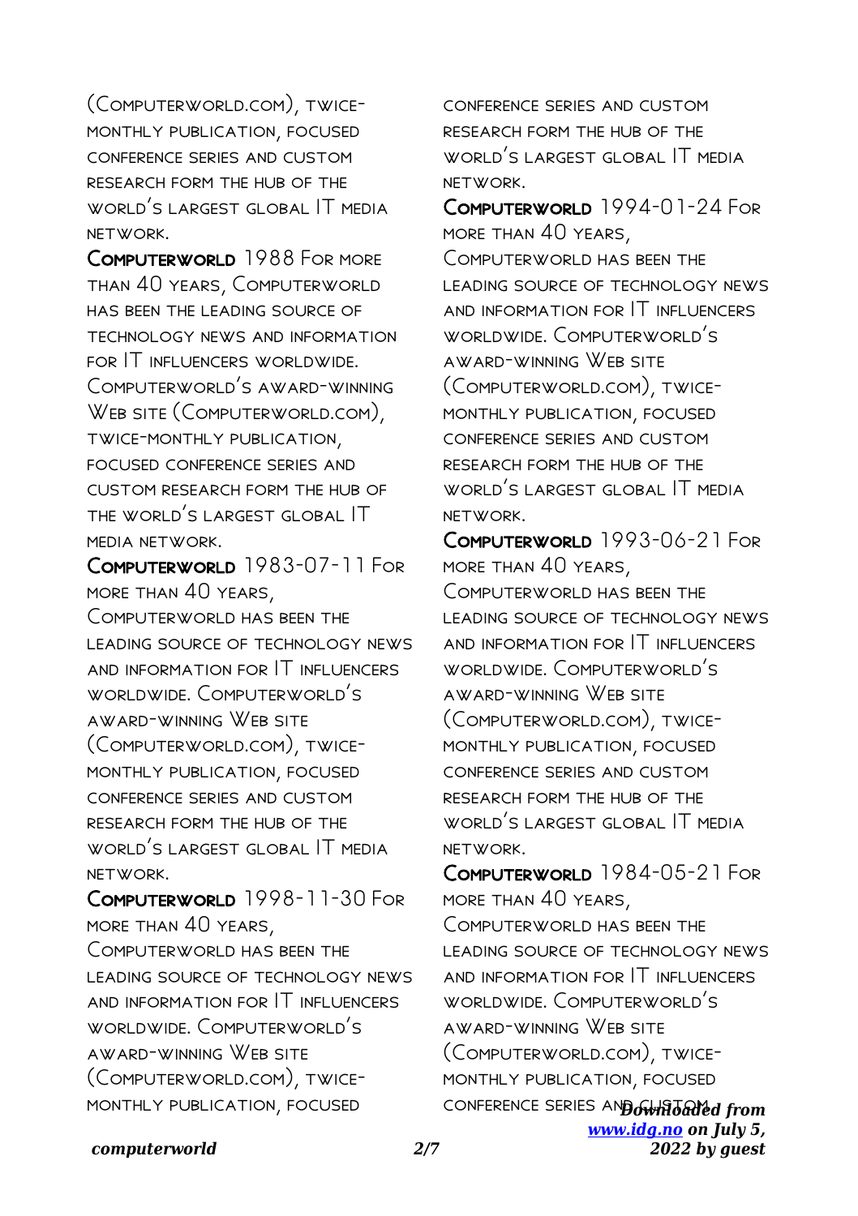(Computerworld.com), twice-monthly publication, focused conference series and custom research form the hub of the world's largest global IT media network.

**Computerworld** 1988 For more than 40 years, Computerworld has been the leading source of technology news and information for IT influencers worldwide. Computerworld's award-winning Web site (Computerworld.com), twice-monthly publication, focused conference series and custom research form the hub of the world's largest global IT media network.

**Computerworld** 1983-07-11 For more than 40 years, Computerworld has been the leading source of technology news and information for IT influencers worldwide. Computerworld's award-winning Web site (Computerworld.com), twice-monthly publication, focused conference series and custom research form the hub of the world's largest global IT media network.

**Computerworld** 1998-11-30 For more than 40 years, Computerworld has been the leading source of technology news and information for IT influencers worldwide. Computerworld's award-winning Web site (Computerworld.com), twice-monthly publication, focused conference series and custom research form the hub of the world's largest global IT media network.

**Computerworld** 1994-01-24 For more than 40 years, Computerworld has been the leading source of technology news and information for IT influencers worldwide. Computerworld's award-winning Web site (Computerworld.com), twice-monthly publication, focused conference series and custom research form the hub of the world's largest global IT media network.

**Computerworld** 1993-06-21 For more than 40 years, Computerworld has been the leading source of technology news and information for IT influencers worldwide. Computerworld's award-winning Web site (Computerworld.com), twice-monthly publication, focused conference series and custom research form the hub of the world's largest global IT media network.

**Computerworld** 1984-05-21 For more than 40 years, Computerworld has been the leading source of technology news and information for IT influencers worldwide. Computerworld's award-winning Web site (Computerworld.com), twice-monthly publication, focused conference series and custom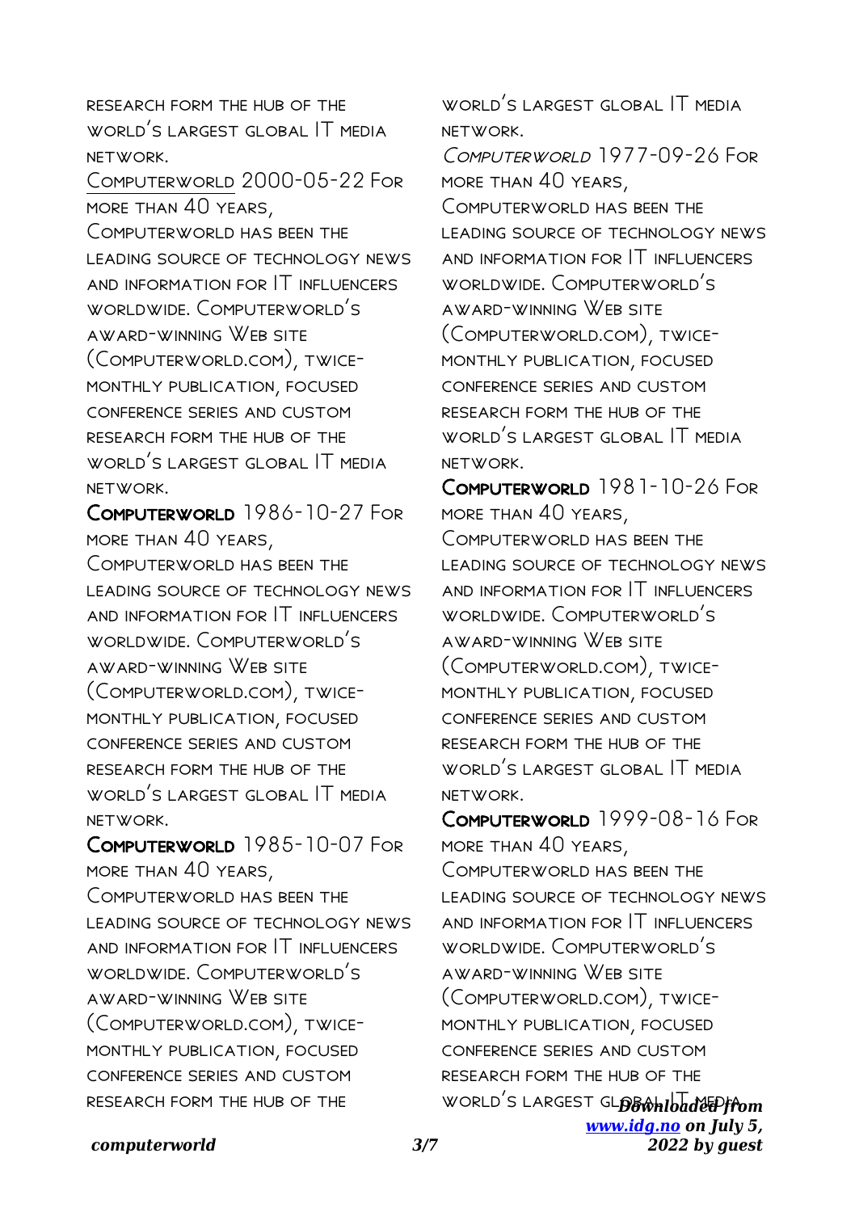research form the hub of the world's largest global IT media network.

Computerworld 2000-05-22 For more than 40 years, Computerworld has been the leading source of technology news and information for IT influencers worldwide. Computerworld's award-winning Web site (Computerworld.com), twice-monthly publication, focused conference series and custom research form the hub of the world's largest global IT media network.

**Computerworld** 1986-10-27 For more than 40 years, Computerworld has been the leading source of technology news and information for IT influencers worldwide. Computerworld's award-winning Web site (Computerworld.com), twice-monthly publication, focused conference series and custom research form the hub of the world's largest global IT media network.

**Computerworld** 1985-10-07 For more than 40 years, Computerworld has been the leading source of technology news and information for IT influencers worldwide. Computerworld's award-winning Web site (Computerworld.com), twice-monthly publication, focused conference series and custom research form the hub of the world's largest global IT media network.

*Computerworld* 1977-09-26 For more than 40 years, Computerworld has been the leading source of technology news and information for IT influencers worldwide. Computerworld's award-winning Web site (Computerworld.com), twice-monthly publication, focused conference series and custom research form the hub of the world's largest global IT media network.

**Computerworld** 1981-10-26 For more than 40 years, Computerworld has been the leading source of technology news and information for IT influencers worldwide. Computerworld's award-winning Web site (Computerworld.com), twice-monthly publication, focused conference series and custom research form the hub of the world's largest global IT media network.

**Computerworld** 1999-08-16 For more than 40 years, Computerworld has been the leading source of technology news and information for IT influencers worldwide. Computerworld's award-winning Web site (Computerworld.com), twice-monthly publication, focused conference series and custom research form the hub of the world's largest global IT media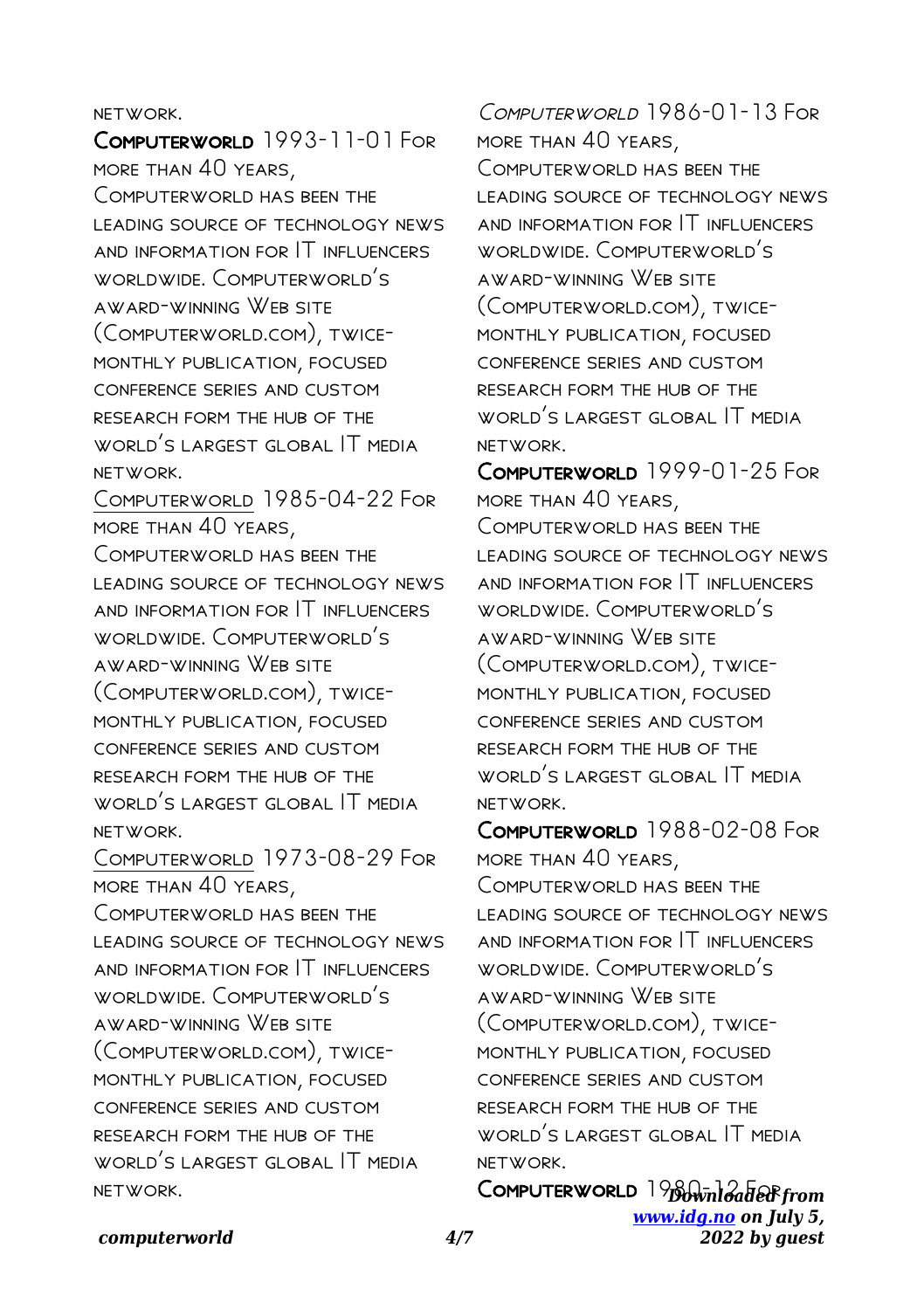network.

**Computerworld** 1993-11-01 For more than 40 years, Computerworld has been the leading source of technology news and information for IT influencers worldwide. Computerworld's award-winning Web site (Computerworld.com), twice-monthly publication, focused conference series and custom research form the hub of the world's largest global IT media network.

Computerworld 1985-04-22 For more than 40 years, Computerworld has been the leading source of technology news and information for IT influencers worldwide. Computerworld's award-winning Web site (Computerworld.com), twice-monthly publication, focused conference series and custom research form the hub of the world's largest global IT media network.

Computerworld 1973-08-29 For more than 40 years, Computerworld has been the leading source of technology news and information for IT influencers worldwide. Computerworld's award-winning Web site (Computerworld.com), twice-monthly publication, focused conference series and custom research form the hub of the world's largest global IT media network.

Computerworld 1986-01-13 For more than 40 years, Computerworld has been the leading source of technology news and information for IT influencers worldwide. Computerworld's award-winning Web site (Computerworld.com), twice-monthly publication, focused conference series and custom research form the hub of the world's largest global IT media network.

**Computerworld** 1999-01-25 For more than 40 years, Computerworld has been the leading source of technology news and information for IT influencers worldwide. Computerworld's award-winning Web site (Computerworld.com), twice-monthly publication, focused conference series and custom research form the hub of the world's largest global IT media network.

**Computerworld** 1988-02-08 For more than 40 years, Computerworld has been the leading source of technology news and information for IT influencers worldwide. Computerworld's award-winning Web site (Computerworld.com), twice-monthly publication, focused conference series and custom research form the hub of the world's largest global IT media network.

**Computerworld** 1980-12 For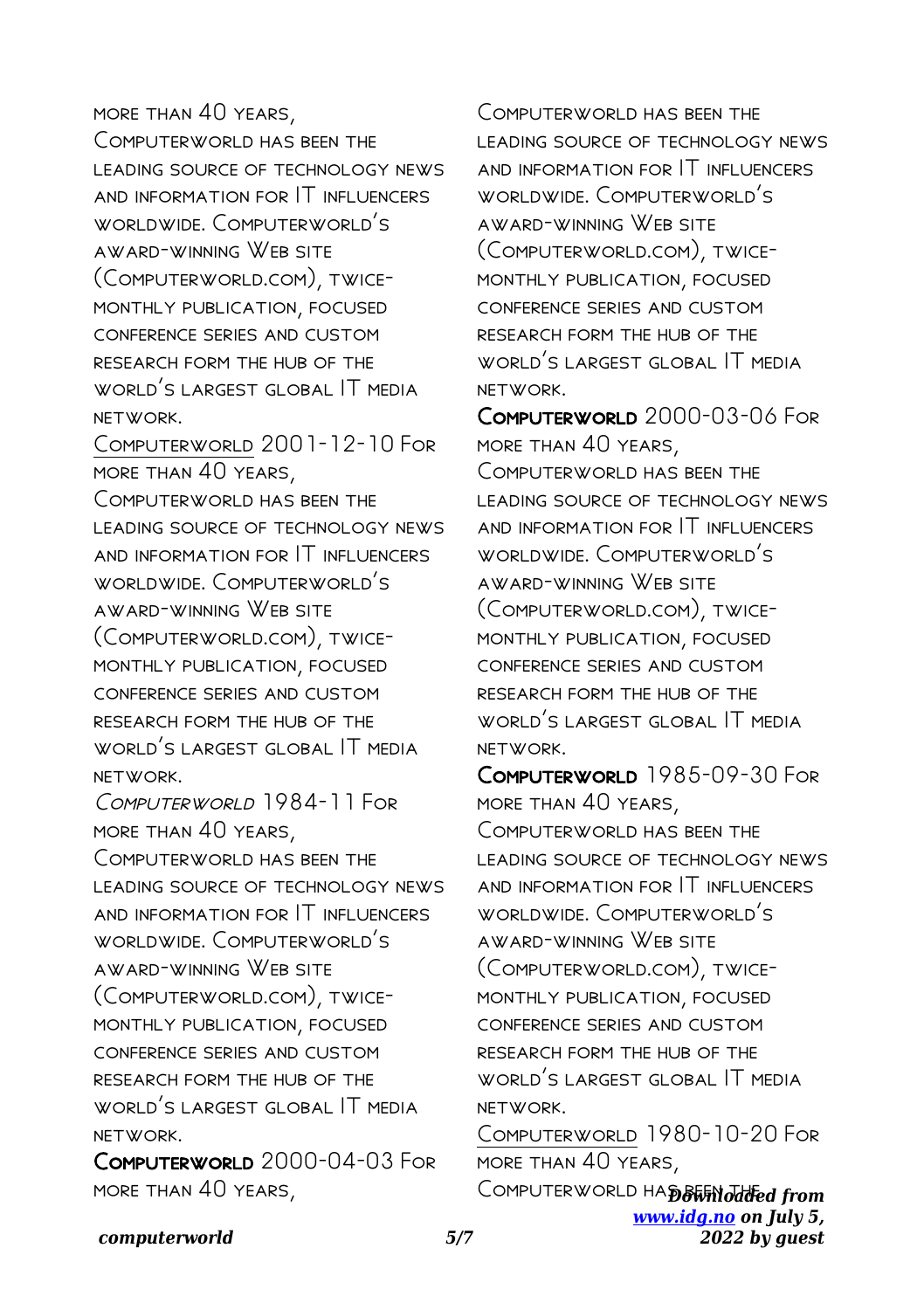more than 40 years, Computerworld has been the leading source of technology news and information for IT influencers worldwide. Computerworld's award-winning Web site (Computerworld.com), twice-monthly publication, focused conference series and custom research form the hub of the world's largest global IT media network.

Computerworld 2001-12-10 For more than 40 years, Computerworld has been the leading source of technology news and information for IT influencers worldwide. Computerworld's award-winning Web site (Computerworld.com), twice-monthly publication, focused conference series and custom research form the hub of the world's largest global IT media network.

*Computerworld* 1984-11 For more than 40 years, Computerworld has been the leading source of technology news and information for IT influencers worldwide. Computerworld's award-winning Web site (Computerworld.com), twice-monthly publication, focused conference series and custom research form the hub of the world's largest global IT media network.

**Computerworld** 2000-04-03 For more than 40 years, Computerworld has been the leading source of technology news and information for IT influencers worldwide. Computerworld's award-winning Web site (Computerworld.com), twice-monthly publication, focused conference series and custom research form the hub of the world's largest global IT media network.

**Computerworld** 2000-03-06 For more than 40 years, Computerworld has been the leading source of technology news and information for IT influencers worldwide. Computerworld's award-winning Web site (Computerworld.com), twice-monthly publication, focused conference series and custom research form the hub of the world's largest global IT media network.

**Computerworld** 1985-09-30 For more than 40 years, Computerworld has been the leading source of technology news and information for IT influencers worldwide. Computerworld's award-winning Web site (Computerworld.com), twice-monthly publication, focused conference series and custom research form the hub of the world's largest global IT media network.

Computerworld 1980-10-20 For more than 40 years, Computerworld has been the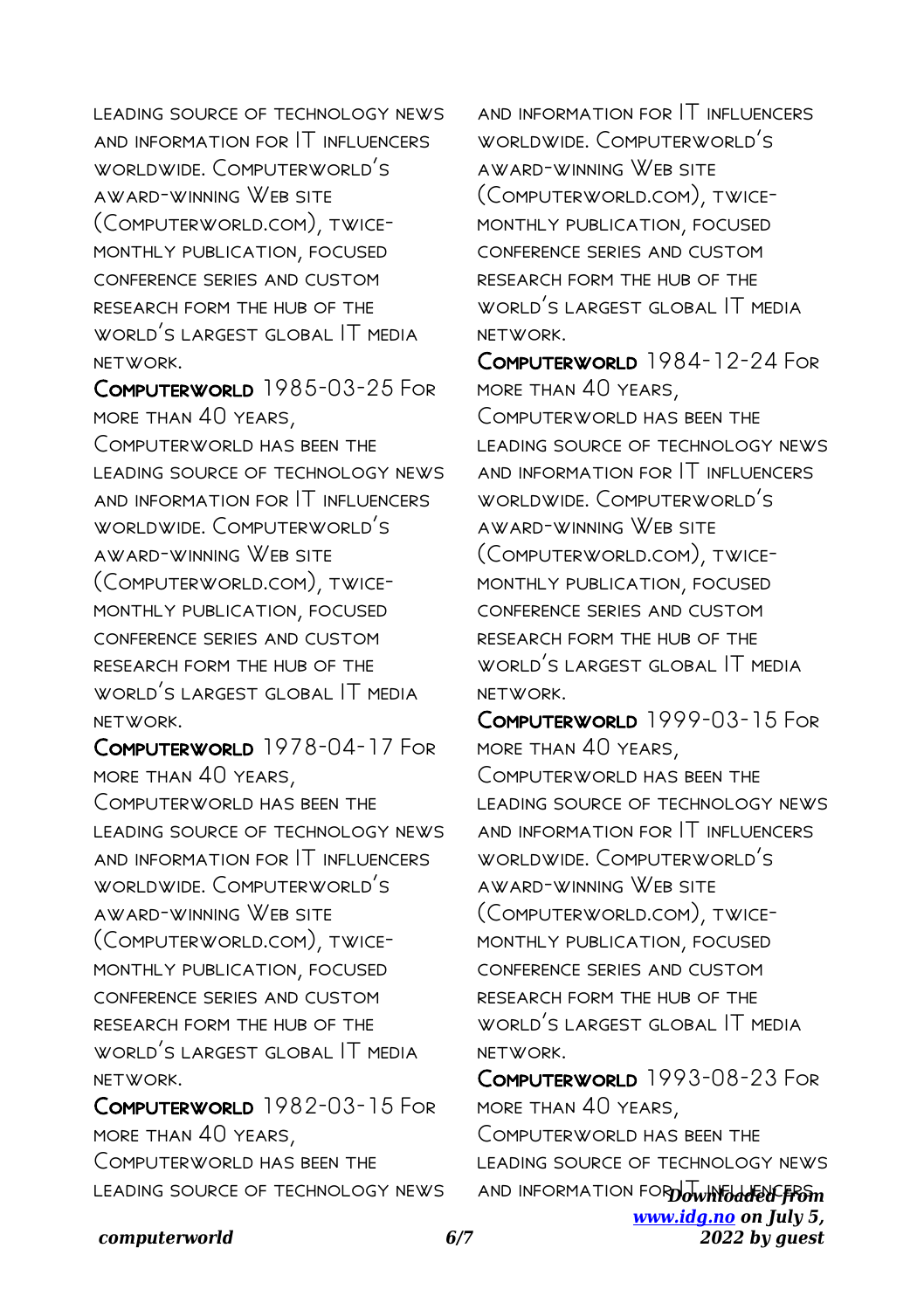leading source of technology news and information for IT influencers worldwide. Computerworld's award-winning Web site (Computerworld.com), twice-monthly publication, focused conference series and custom research form the hub of the world's largest global IT media network.

**Computerworld** 1985-03-25 For more than 40 years, Computerworld has been the leading source of technology news and information for IT influencers worldwide. Computerworld's award-winning Web site (Computerworld.com), twice-monthly publication, focused conference series and custom research form the hub of the world's largest global IT media network.

**Computerworld** 1978-04-17 For more than 40 years, Computerworld has been the leading source of technology news and information for IT influencers worldwide. Computerworld's award-winning Web site (Computerworld.com), twice-monthly publication, focused conference series and custom research form the hub of the world's largest global IT media network.

**Computerworld** 1982-03-15 For more than 40 years, Computerworld has been the leading source of technology news and information for IT influencers worldwide. Computerworld's award-winning Web site (Computerworld.com), twice-monthly publication, focused conference series and custom research form the hub of the world's largest global IT media network.

**Computerworld** 1984-12-24 For more than 40 years, Computerworld has been the leading source of technology news and information for IT influencers worldwide. Computerworld's award-winning Web site (Computerworld.com), twice-monthly publication, focused conference series and custom research form the hub of the world's largest global IT media network.

**Computerworld** 1999-03-15 For more than 40 years, Computerworld has been the leading source of technology news and information for IT influencers worldwide. Computerworld's award-winning Web site (Computerworld.com), twice-monthly publication, focused conference series and custom research form the hub of the world's largest global IT media network.

**Computerworld** 1993-08-23 For more than 40 years, Computerworld has been the leading source of technology news and information for IT influencers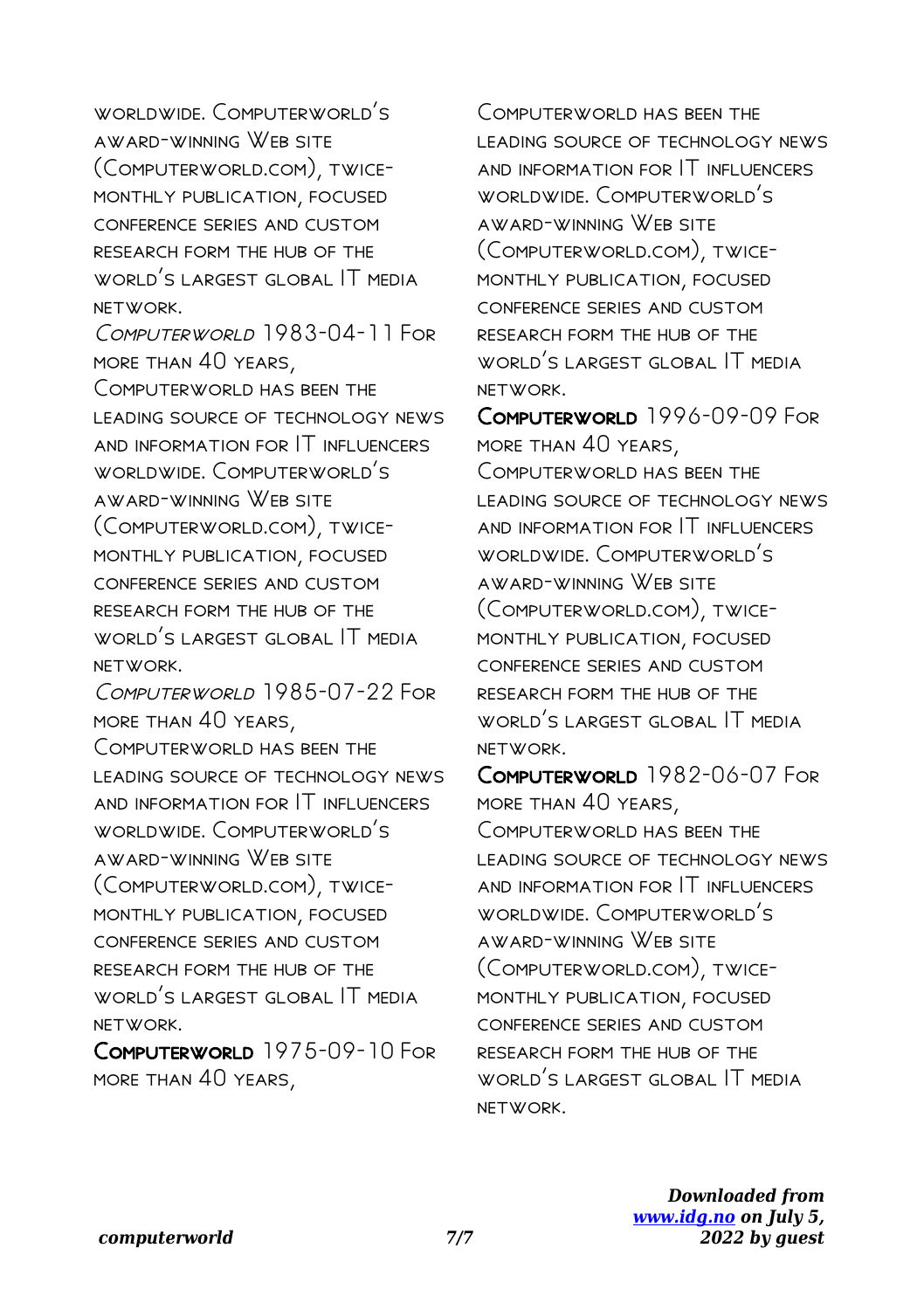worldwide. Computerworld's award-winning Web site (Computerworld.com), twice-monthly publication, focused conference series and custom research form the hub of the world's largest global IT media network.

*Computerworld* 1983-04-11 For more than 40 years, Computerworld has been the leading source of technology news and information for IT influencers worldwide. Computerworld's award-winning Web site (Computerworld.com), twice-monthly publication, focused conference series and custom research form the hub of the world's largest global IT media network.

*Computerworld* 1985-07-22 For more than 40 years, Computerworld has been the leading source of technology news and information for IT influencers worldwide. Computerworld's award-winning Web site (Computerworld.com), twice-monthly publication, focused conference series and custom research form the hub of the world's largest global IT media network.

**Computerworld** 1975-09-10 For more than 40 years, Computerworld has been the leading source of technology news and information for IT influencers worldwide. Computerworld's award-winning Web site (Computerworld.com), twice-monthly publication, focused conference series and custom research form the hub of the world's largest global IT media network.

**Computerworld** 1996-09-09 For more than 40 years, Computerworld has been the leading source of technology news and information for IT influencers worldwide. Computerworld's award-winning Web site (Computerworld.com), twice-monthly publication, focused conference series and custom research form the hub of the world's largest global IT media network.

**Computerworld** 1982-06-07 For more than 40 years, Computerworld has been the leading source of technology news and information for IT influencers worldwide. Computerworld's award-winning Web site (Computerworld.com), twice-monthly publication, focused conference series and custom research form the hub of the world's largest global IT media network.